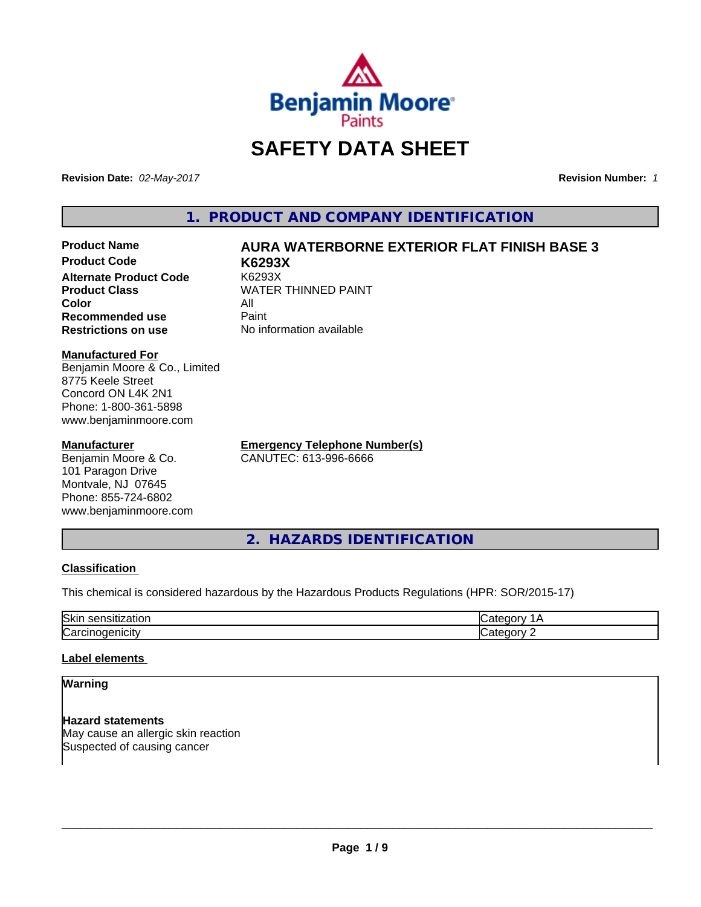# SAFETY DATA SHEET

**Revision Date:** *02-May-2017*

**Revision Number:** *1*

## 1. PRODUCT AND COMPANY IDENTIFICATION

| | |
|---|---|
| **Product Name** | **AURA WATERBORNE EXTERIOR FLAT FINISH BASE 3** |
| **Product Code** | **K6293X** |
| **Alternate Product Code** | K6293X |
| **Product Class** | WATER THINNED PAINT |
| **Color** | All |
| **Recommended use** | Paint |
| **Restrictions on use** | No information available |

**Manufactured For**
Benjamin Moore & Co., Limited
8775 Keele Street
Concord ON L4K 2N1
Phone: 1-800-361-5898
www.benjaminmoore.com

**Manufacturer**
Benjamin Moore & Co.
101 Paragon Drive
Montvale, NJ 07645
Phone: 855-724-6802
www.benjaminmoore.com

**Emergency Telephone Number(s)**
CANUTEC: 613-996-6666

## 2. HAZARDS IDENTIFICATION

**Classification**

This chemical is considered hazardous by the Hazardous Products Regulations (HPR: SOR/2015-17)

| | |
|---|---|
| Skin sensitization | Category 1A |
| Carcinogenicity | Category 2 |

**Label elements**

**Warning**

**Hazard statements**
May cause an allergic skin reaction
Suspected of causing cancer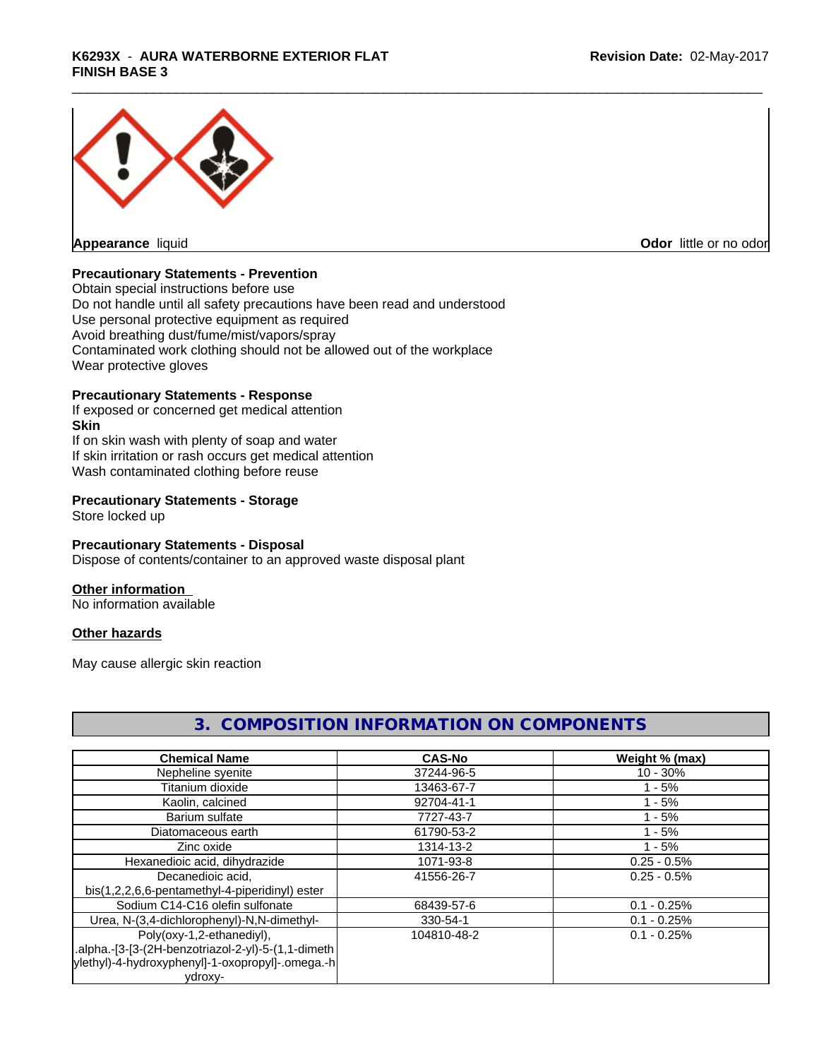**Appearance** liquid

**Odor** little or no odor

**Precautionary Statements - Prevention**
Obtain special instructions before use
Do not handle until all safety precautions have been read and understood
Use personal protective equipment as required
Avoid breathing dust/fume/mist/vapors/spray
Contaminated work clothing should not be allowed out of the workplace
Wear protective gloves

**Precautionary Statements - Response**
If exposed or concerned get medical attention
**Skin**
If on skin wash with plenty of soap and water
If skin irritation or rash occurs get medical attention
Wash contaminated clothing before reuse

**Precautionary Statements - Storage**
Store locked up

**Precautionary Statements - Disposal**
Dispose of contents/container to an approved waste disposal plant

**Other information**
No information available

**Other hazards**

May cause allergic skin reaction

## 3. COMPOSITION INFORMATION ON COMPONENTS

| Chemical Name | CAS-No | Weight % (max) |
|---|---|---|
| Nepheline syenite | 37244-96-5 | 10 - 30% |
| Titanium dioxide | 13463-67-7 | 1 - 5% |
| Kaolin, calcined | 92704-41-1 | 1 - 5% |
| Barium sulfate | 7727-43-7 | 1 - 5% |
| Diatomaceous earth | 61790-53-2 | 1 - 5% |
| Zinc oxide | 1314-13-2 | 1 - 5% |
| Hexanedioic acid, dihydrazide | 1071-93-8 | 0.25 - 0.5% |
| Decanedioic acid, bis(1,2,2,6,6-pentamethyl-4-piperidinyl) ester | 41556-26-7 | 0.25 - 0.5% |
| Sodium C14-C16 olefin sulfonate | 68439-57-6 | 0.1 - 0.25% |
| Urea, N-(3,4-dichlorophenyl)-N,N-dimethyl- | 330-54-1 | 0.1 - 0.25% |
| Poly(oxy-1,2-ethanediyl), .alpha.-[3-[3-(2H-benzotriazol-2-yl)-5-(1,1-dimethylethyl)-4-hydroxyphenyl]-1-oxopropyl]-.omega.-hydroxy- | 104810-48-2 | 0.1 - 0.25% |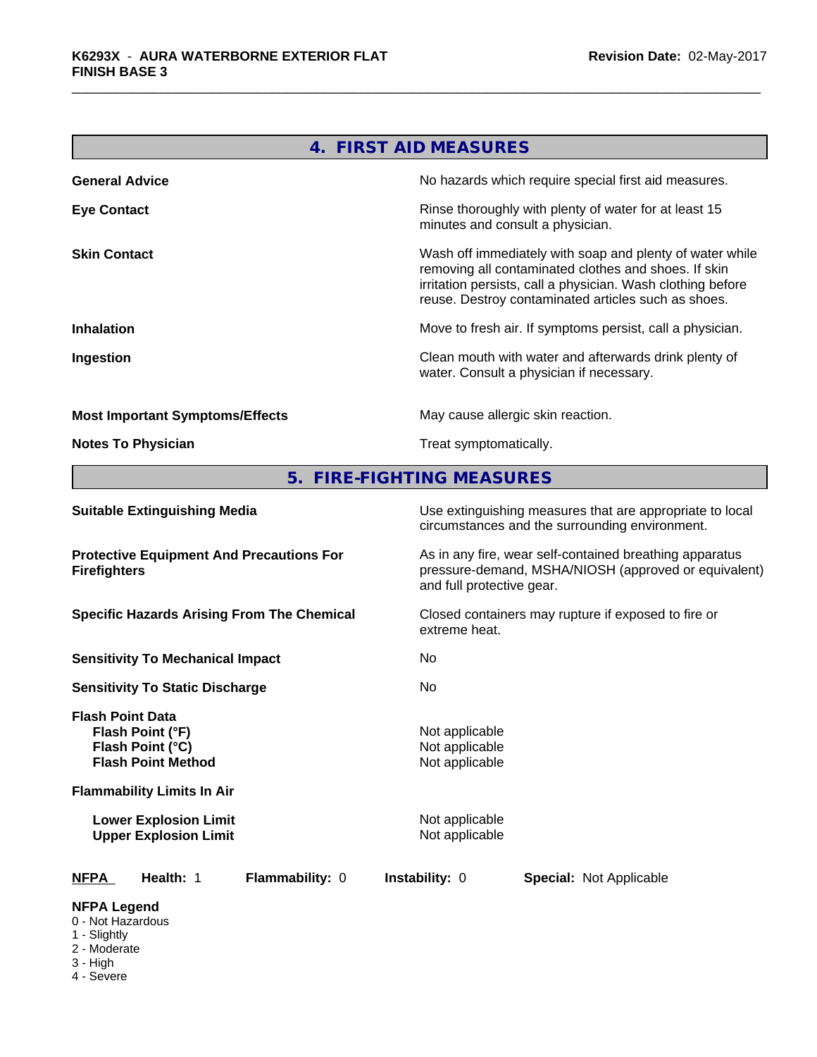## 4. FIRST AID MEASURES

| | |
|---|---|
| **General Advice** | No hazards which require special first aid measures. |
| **Eye Contact** | Rinse thoroughly with plenty of water for at least 15 minutes and consult a physician. |
| **Skin Contact** | Wash off immediately with soap and plenty of water while removing all contaminated clothes and shoes. If skin irritation persists, call a physician. Wash clothing before reuse. Destroy contaminated articles such as shoes. |
| **Inhalation** | Move to fresh air. If symptoms persist, call a physician. |
| **Ingestion** | Clean mouth with water and afterwards drink plenty of water. Consult a physician if necessary. |
| **Most Important Symptoms/Effects** | May cause allergic skin reaction. |
| **Notes To Physician** | Treat symptomatically. |

## 5. FIRE-FIGHTING MEASURES

| | |
|---|---|
| **Suitable Extinguishing Media** | Use extinguishing measures that are appropriate to local circumstances and the surrounding environment. |
| **Protective Equipment And Precautions For Firefighters** | As in any fire, wear self-contained breathing apparatus pressure-demand, MSHA/NIOSH (approved or equivalent) and full protective gear. |
| **Specific Hazards Arising From The Chemical** | Closed containers may rupture if exposed to fire or extreme heat. |
| **Sensitivity To Mechanical Impact** | No |
| **Sensitivity To Static Discharge** | No |

**Flash Point Data**

| | |
|---|---|
| **Flash Point (°F)** | Not applicable |
| **Flash Point (°C)** | Not applicable |
| **Flash Point Method** | Not applicable |

**Flammability Limits In Air**

| | |
|---|---|
| **Lower Explosion Limit** | Not applicable |
| **Upper Explosion Limit** | Not applicable |

**NFPA** **Health:** 1 **Flammability:** 0 **Instability:** 0 **Special:** Not Applicable

**NFPA Legend**
- 0 - Not Hazardous
- 1 - Slightly
- 2 - Moderate
- 3 - High
- 4 - Severe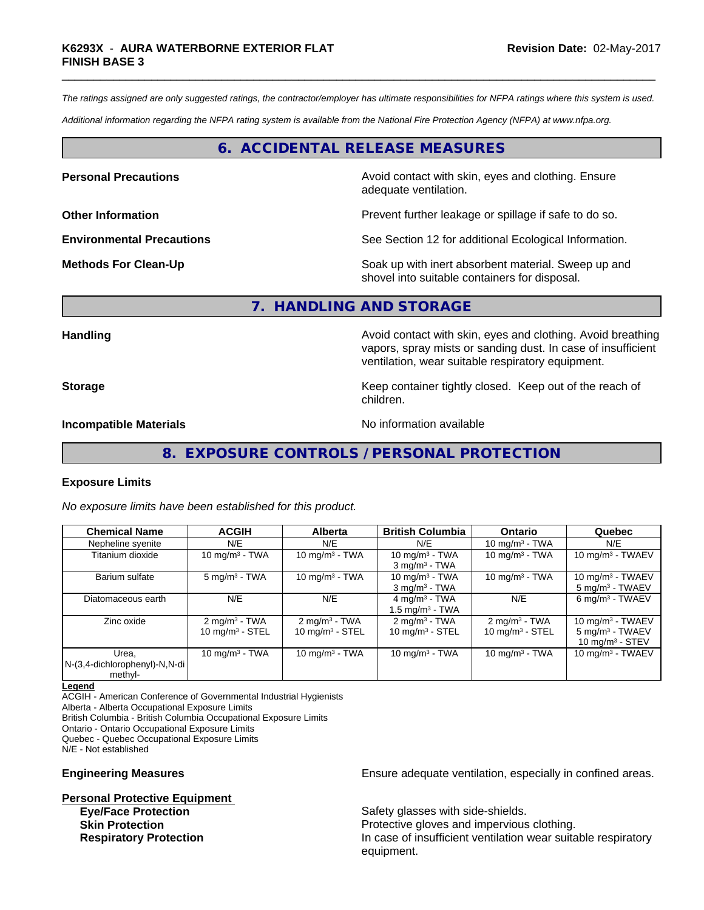*The ratings assigned are only suggested ratings, the contractor/employer has ultimate responsibilities for NFPA ratings where this system is used.*

*Additional information regarding the NFPA rating system is available from the National Fire Protection Agency (NFPA) at www.nfpa.org.*

## 6. ACCIDENTAL RELEASE MEASURES

**Personal Precautions** — Avoid contact with skin, eyes and clothing. Ensure adequate ventilation.

**Other Information** — Prevent further leakage or spillage if safe to do so.

**Environmental Precautions** — See Section 12 for additional Ecological Information.

**Methods For Clean-Up** — Soak up with inert absorbent material. Sweep up and shovel into suitable containers for disposal.

## 7. HANDLING AND STORAGE

**Handling** — Avoid contact with skin, eyes and clothing. Avoid breathing vapors, spray mists or sanding dust. In case of insufficient ventilation, wear suitable respiratory equipment.

**Storage** — Keep container tightly closed. Keep out of the reach of children.

**Incompatible Materials** — No information available

## 8. EXPOSURE CONTROLS / PERSONAL PROTECTION

### Exposure Limits

*No exposure limits have been established for this product.*

| Chemical Name | ACGIH | Alberta | British Columbia | Ontario | Quebec |
|---|---|---|---|---|---|
| Nepheline syenite | N/E | N/E | N/E | 10 mg/m³ - TWA | N/E |
| Titanium dioxide | 10 mg/m³ - TWA | 10 mg/m³ - TWA | 10 mg/m³ - TWA<br>3 mg/m³ - TWA | 10 mg/m³ - TWA | 10 mg/m³ - TWAEV |
| Barium sulfate | 5 mg/m³ - TWA | 10 mg/m³ - TWA | 10 mg/m³ - TWA<br>3 mg/m³ - TWA | 10 mg/m³ - TWA | 10 mg/m³ - TWAEV<br>5 mg/m³ - TWAEV |
| Diatomaceous earth | N/E | N/E | 4 mg/m³ - TWA<br>1.5 mg/m³ - TWA | N/E | 6 mg/m³ - TWAEV |
| Zinc oxide | 2 mg/m³ - TWA<br>10 mg/m³ - STEL | 2 mg/m³ - TWA<br>10 mg/m³ - STEL | 2 mg/m³ - TWA<br>10 mg/m³ - STEL | 2 mg/m³ - TWA<br>10 mg/m³ - STEL | 10 mg/m³ - TWAEV<br>5 mg/m³ - TWAEV<br>10 mg/m³ - STEV |
| Urea, N-(3,4-dichlorophenyl)-N,N-dimethyl- | 10 mg/m³ - TWA | 10 mg/m³ - TWA | 10 mg/m³ - TWA | 10 mg/m³ - TWA | 10 mg/m³ - TWAEV |

**Legend**
ACGIH - American Conference of Governmental Industrial Hygienists
Alberta - Alberta Occupational Exposure Limits
British Columbia - British Columbia Occupational Exposure Limits
Ontario - Ontario Occupational Exposure Limits
Quebec - Quebec Occupational Exposure Limits
N/E - Not established

**Engineering Measures** — Ensure adequate ventilation, especially in confined areas.

**Personal Protective Equipment**

- **Eye/Face Protection** — Safety glasses with side-shields.
- **Skin Protection** — Protective gloves and impervious clothing.
- **Respiratory Protection** — In case of insufficient ventilation wear suitable respiratory equipment.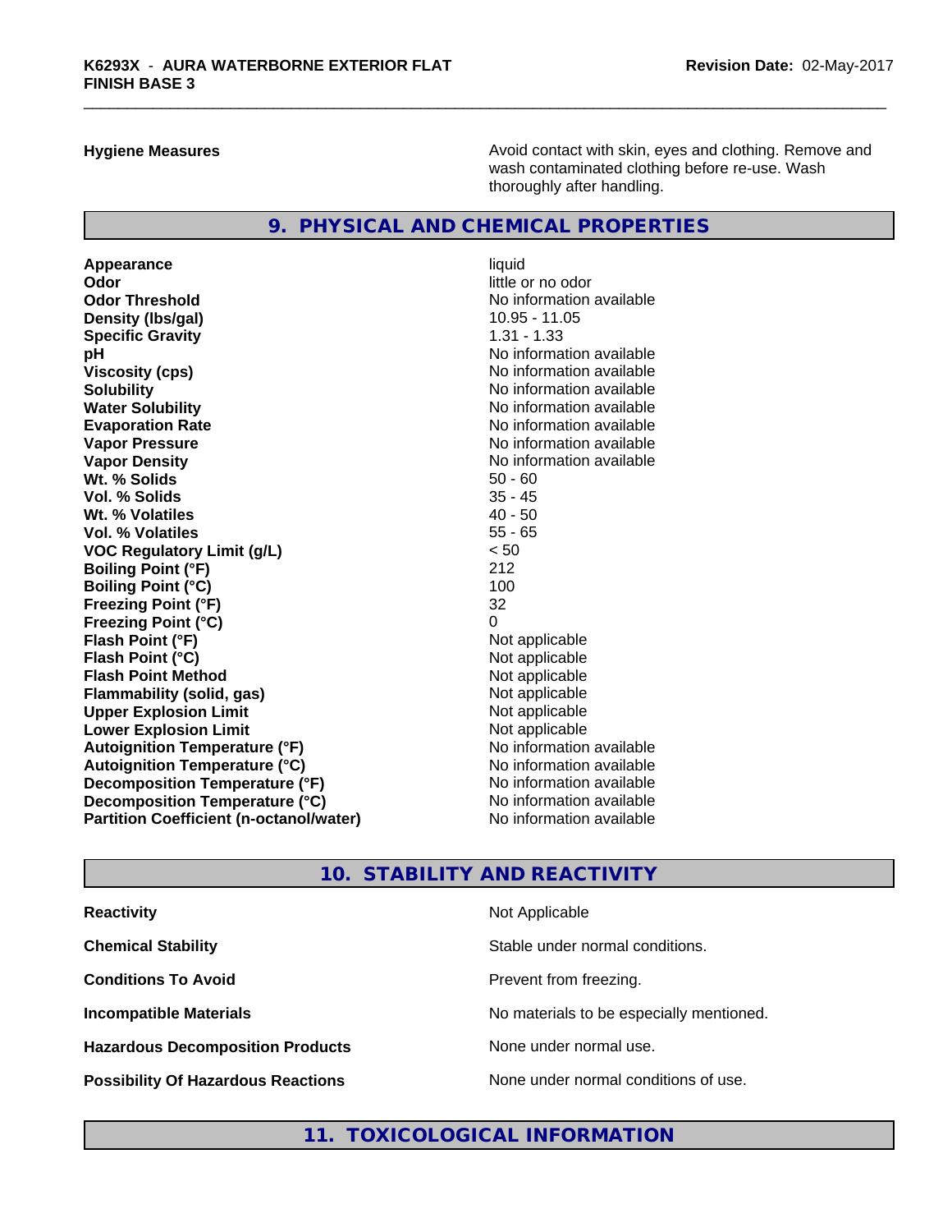| | |
|---|---|
| **Hygiene Measures** | Avoid contact with skin, eyes and clothing. Remove and wash contaminated clothing before re-use. Wash thoroughly after handling. |

## 9. PHYSICAL AND CHEMICAL PROPERTIES

| | |
|---|---|
| **Appearance** | liquid |
| **Odor** | little or no odor |
| **Odor Threshold** | No information available |
| **Density (lbs/gal)** | 10.95 - 11.05 |
| **Specific Gravity** | 1.31 - 1.33 |
| **pH** | No information available |
| **Viscosity (cps)** | No information available |
| **Solubility** | No information available |
| **Water Solubility** | No information available |
| **Evaporation Rate** | No information available |
| **Vapor Pressure** | No information available |
| **Vapor Density** | No information available |
| **Wt. % Solids** | 50 - 60 |
| **Vol. % Solids** | 35 - 45 |
| **Wt. % Volatiles** | 40 - 50 |
| **Vol. % Volatiles** | 55 - 65 |
| **VOC Regulatory Limit (g/L)** | < 50 |
| **Boiling Point (°F)** | 212 |
| **Boiling Point (°C)** | 100 |
| **Freezing Point (°F)** | 32 |
| **Freezing Point (°C)** | 0 |
| **Flash Point (°F)** | Not applicable |
| **Flash Point (°C)** | Not applicable |
| **Flash Point Method** | Not applicable |
| **Flammability (solid, gas)** | Not applicable |
| **Upper Explosion Limit** | Not applicable |
| **Lower Explosion Limit** | Not applicable |
| **Autoignition Temperature (°F)** | No information available |
| **Autoignition Temperature (°C)** | No information available |
| **Decomposition Temperature (°F)** | No information available |
| **Decomposition Temperature (°C)** | No information available |
| **Partition Coefficient (n-octanol/water)** | No information available |

## 10. STABILITY AND REACTIVITY

| | |
|---|---|
| **Reactivity** | Not Applicable |
| **Chemical Stability** | Stable under normal conditions. |
| **Conditions To Avoid** | Prevent from freezing. |
| **Incompatible Materials** | No materials to be especially mentioned. |
| **Hazardous Decomposition Products** | None under normal use. |
| **Possibility Of Hazardous Reactions** | None under normal conditions of use. |

## 11. TOXICOLOGICAL INFORMATION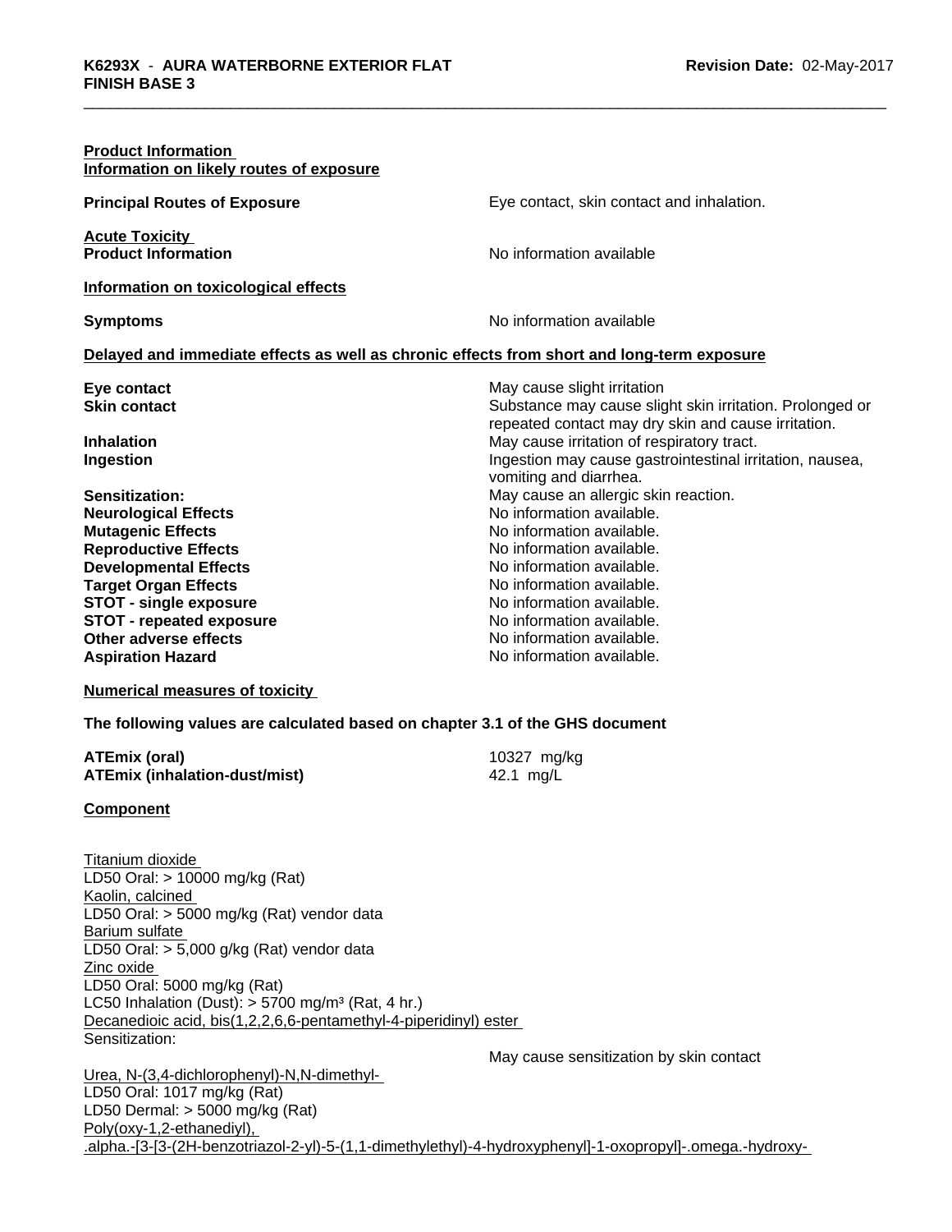**Product Information**
**Information on likely routes of exposure**

**Principal Routes of Exposure** Eye contact, skin contact and inhalation.

**Acute Toxicity**
**Product Information** No information available

**Information on toxicological effects**

**Symptoms** No information available

**Delayed and immediate effects as well as chronic effects from short and long-term exposure**

| | |
|---|---|
| **Eye contact** | May cause slight irritation |
| **Skin contact** | Substance may cause slight skin irritation. Prolonged or repeated contact may dry skin and cause irritation. |
| **Inhalation** | May cause irritation of respiratory tract. |
| **Ingestion** | Ingestion may cause gastrointestinal irritation, nausea, vomiting and diarrhea. |
| **Sensitization:** | May cause an allergic skin reaction. |
| **Neurological Effects** | No information available. |
| **Mutagenic Effects** | No information available. |
| **Reproductive Effects** | No information available. |
| **Developmental Effects** | No information available. |
| **Target Organ Effects** | No information available. |
| **STOT - single exposure** | No information available. |
| **STOT - repeated exposure** | No information available. |
| **Other adverse effects** | No information available. |
| **Aspiration Hazard** | No information available. |

**Numerical measures of toxicity**

**The following values are calculated based on chapter 3.1 of the GHS document**

| | |
|---|---|
| **ATEmix (oral)** | 10327 mg/kg |
| **ATEmix (inhalation-dust/mist)** | 42.1 mg/L |

**Component**

Titanium dioxide
LD50 Oral: > 10000 mg/kg (Rat)
Kaolin, calcined
LD50 Oral: > 5000 mg/kg (Rat) vendor data
Barium sulfate
LD50 Oral: > 5,000 g/kg (Rat) vendor data
Zinc oxide
LD50 Oral: 5000 mg/kg (Rat)
LC50 Inhalation (Dust): > 5700 mg/m³ (Rat, 4 hr.)
Decanedioic acid, bis(1,2,2,6,6-pentamethyl-4-piperidinyl) ester
Sensitization:
May cause sensitization by skin contact
Urea, N-(3,4-dichlorophenyl)-N,N-dimethyl-
LD50 Oral: 1017 mg/kg (Rat)
LD50 Dermal: > 5000 mg/kg (Rat)
Poly(oxy-1,2-ethanediyl), .alpha.-[3-[3-(2H-benzotriazol-2-yl)-5-(1,1-dimethylethyl)-4-hydroxyphenyl]-1-oxopropyl]-.omega.-hydroxy-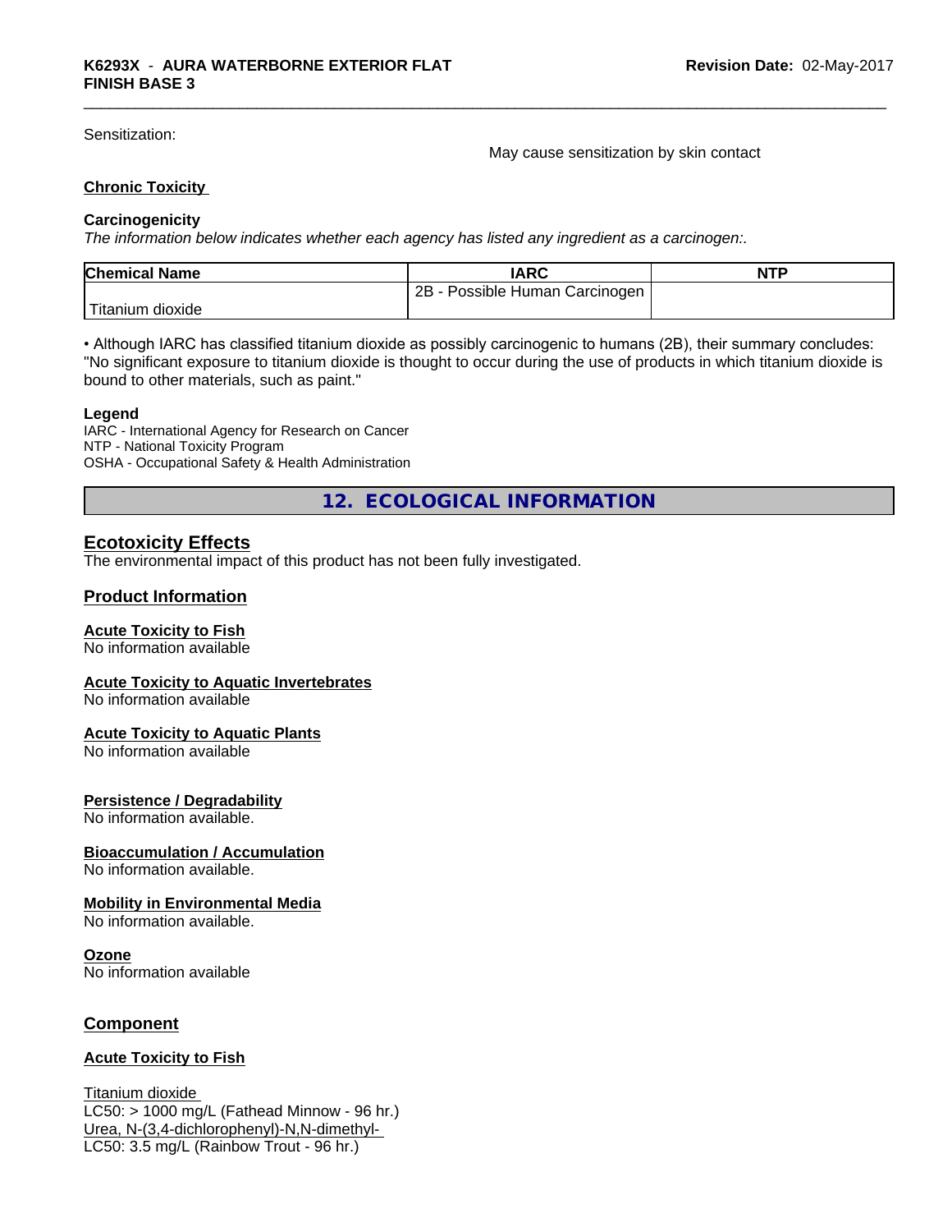Sensitization:

May cause sensitization by skin contact

**Chronic Toxicity**

**Carcinogenicity**

*The information below indicates whether each agency has listed any ingredient as a carcinogen:.*

| Chemical Name | IARC | NTP |
|---|---|---|
| Titanium dioxide | 2B - Possible Human Carcinogen | |

• Although IARC has classified titanium dioxide as possibly carcinogenic to humans (2B), their summary concludes: "No significant exposure to titanium dioxide is thought to occur during the use of products in which titanium dioxide is bound to other materials, such as paint."

**Legend**

IARC - International Agency for Research on Cancer
NTP - National Toxicity Program
OSHA - Occupational Safety & Health Administration

## 12. ECOLOGICAL INFORMATION

### Ecotoxicity Effects

The environmental impact of this product has not been fully investigated.

### Product Information

**Acute Toxicity to Fish**
No information available

**Acute Toxicity to Aquatic Invertebrates**
No information available

**Acute Toxicity to Aquatic Plants**
No information available

**Persistence / Degradability**
No information available.

**Bioaccumulation / Accumulation**
No information available.

**Mobility in Environmental Media**
No information available.

**Ozone**
No information available

### Component

**Acute Toxicity to Fish**

Titanium dioxide
LC50: > 1000 mg/L (Fathead Minnow - 96 hr.)
Urea, N-(3,4-dichlorophenyl)-N,N-dimethyl-
LC50: 3.5 mg/L (Rainbow Trout - 96 hr.)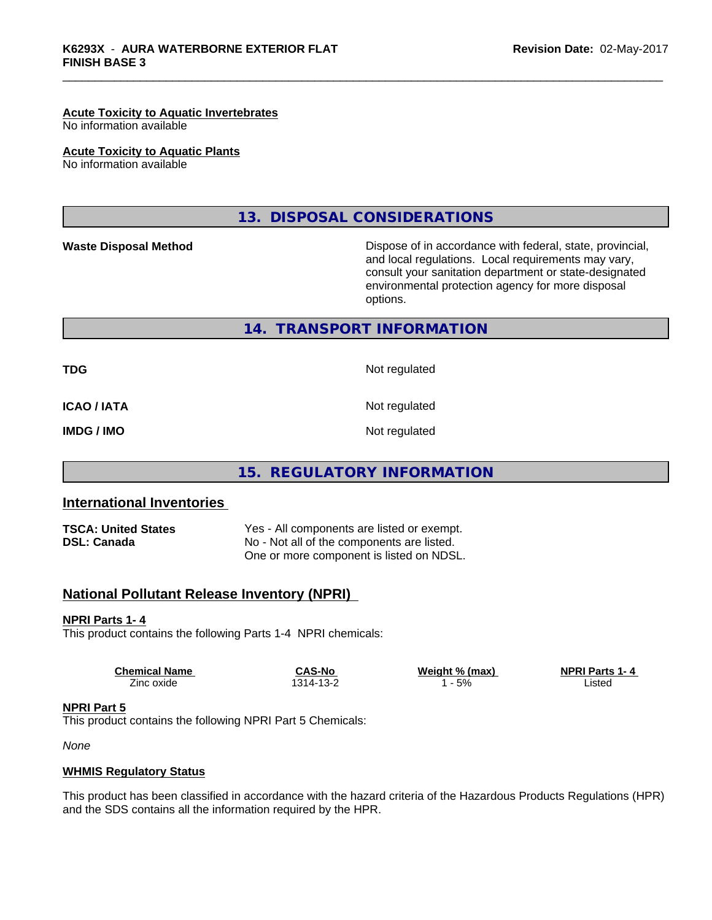**Acute Toxicity to Aquatic Invertebrates**
No information available

**Acute Toxicity to Aquatic Plants**
No information available

## 13. DISPOSAL CONSIDERATIONS

**Waste Disposal Method**

Dispose of in accordance with federal, state, provincial, and local regulations. Local requirements may vary, consult your sanitation department or state-designated environmental protection agency for more disposal options.

## 14. TRANSPORT INFORMATION

| | |
|---|---|
| **TDG** | Not regulated |
| **ICAO / IATA** | Not regulated |
| **IMDG / IMO** | Not regulated |

## 15. REGULATORY INFORMATION

### International Inventories

| | |
|---|---|
| **TSCA: United States** | Yes - All components are listed or exempt. |
| **DSL: Canada** | No - Not all of the components are listed. One or more component is listed on NDSL. |

### National Pollutant Release Inventory (NPRI)

**NPRI Parts 1- 4**
This product contains the following Parts 1-4 NPRI chemicals:

| Chemical Name | CAS-No | Weight % (max) | NPRI Parts 1- 4 |
|---|---|---|---|
| Zinc oxide | 1314-13-2 | 1 - 5% | Listed |

**NPRI Part 5**
This product contains the following NPRI Part 5 Chemicals:

*None*

**WHMIS Regulatory Status**

This product has been classified in accordance with the hazard criteria of the Hazardous Products Regulations (HPR) and the SDS contains all the information required by the HPR.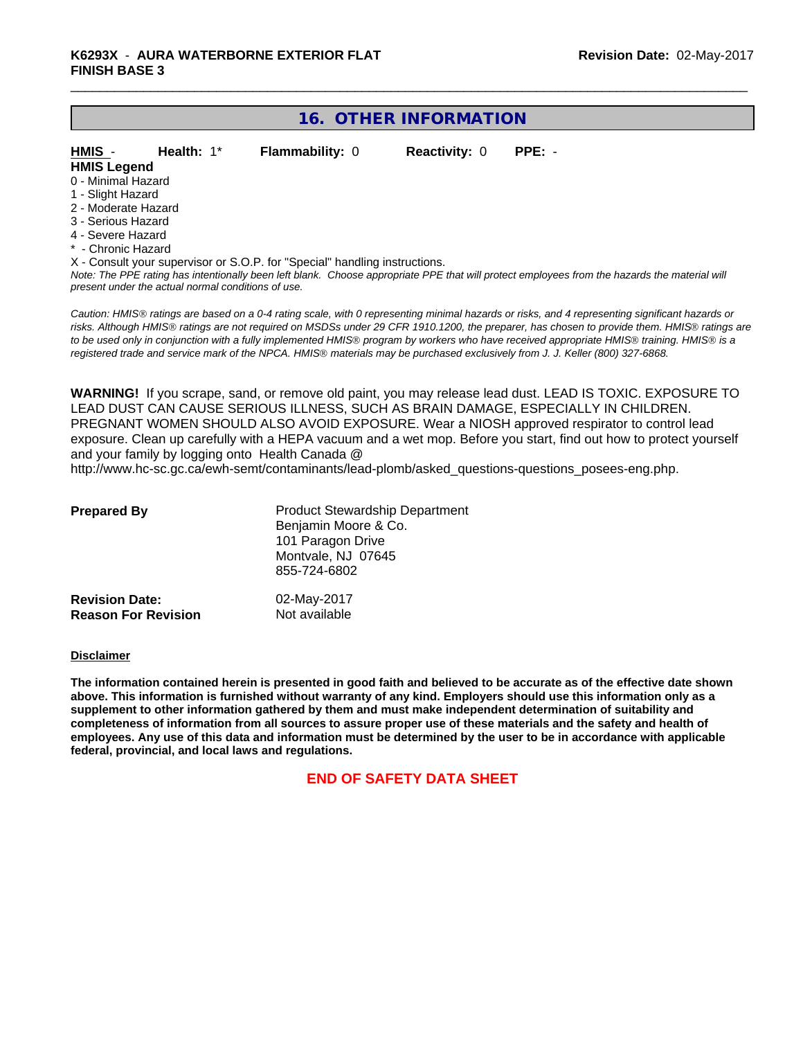## 16. OTHER INFORMATION

**HMIS** - **Health:** 1* **Flammability:** 0 **Reactivity:** 0 **PPE:** -

**HMIS Legend**

0 - Minimal Hazard
1 - Slight Hazard
2 - Moderate Hazard
3 - Serious Hazard
4 - Severe Hazard
* - Chronic Hazard
X - Consult your supervisor or S.O.P. for "Special" handling instructions.

*Note: The PPE rating has intentionally been left blank. Choose appropriate PPE that will protect employees from the hazards the material will present under the actual normal conditions of use.*

*Caution: HMIS® ratings are based on a 0-4 rating scale, with 0 representing minimal hazards or risks, and 4 representing significant hazards or risks. Although HMIS® ratings are not required on MSDSs under 29 CFR 1910.1200, the preparer, has chosen to provide them. HMIS® ratings are to be used only in conjunction with a fully implemented HMIS® program by workers who have received appropriate HMIS® training. HMIS® is a registered trade and service mark of the NPCA. HMIS® materials may be purchased exclusively from J. J. Keller (800) 327-6868.*

**WARNING!** If you scrape, sand, or remove old paint, you may release lead dust. LEAD IS TOXIC. EXPOSURE TO LEAD DUST CAN CAUSE SERIOUS ILLNESS, SUCH AS BRAIN DAMAGE, ESPECIALLY IN CHILDREN. PREGNANT WOMEN SHOULD ALSO AVOID EXPOSURE. Wear a NIOSH approved respirator to control lead exposure. Clean up carefully with a HEPA vacuum and a wet mop. Before you start, find out how to protect yourself and your family by logging onto Health Canada @ http://www.hc-sc.gc.ca/ewh-semt/contaminants/lead-plomb/asked_questions-questions_posees-eng.php.

| | |
|---|---|
| **Prepared By** | Product Stewardship Department<br>Benjamin Moore & Co.<br>101 Paragon Drive<br>Montvale, NJ 07645<br>855-724-6802 |
| **Revision Date:** | 02-May-2017 |
| **Reason For Revision** | Not available |

**Disclaimer**

**The information contained herein is presented in good faith and believed to be accurate as of the effective date shown above. This information is furnished without warranty of any kind. Employers should use this information only as a supplement to other information gathered by them and must make independent determination of suitability and completeness of information from all sources to assure proper use of these materials and the safety and health of employees. Any use of this data and information must be determined by the user to be in accordance with applicable federal, provincial, and local laws and regulations.**

**END OF SAFETY DATA SHEET**